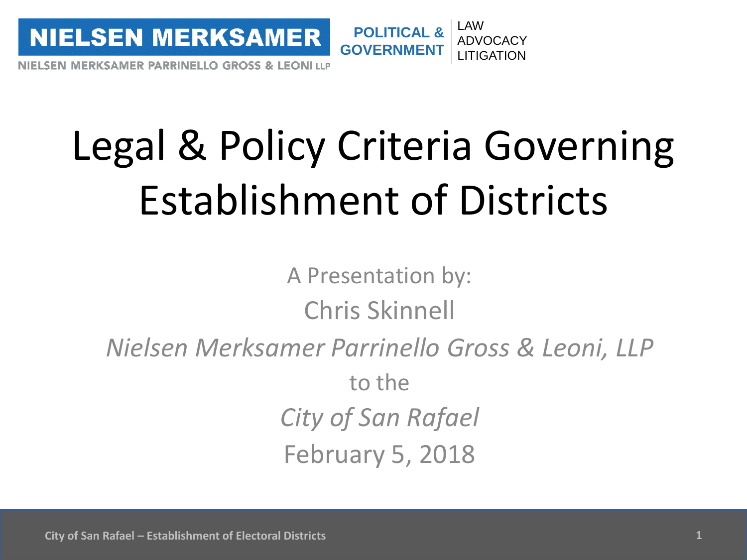NIELSEN MERKSAMER

NIELSEN MERKSAMER PARRINELLO GROSS & LEONI LLP

POLITICAL & GOVERNMENT | LAW ADVOCACY LITIGATION

# Legal & Policy Criteria Governing Establishment of Districts

A Presentation by:

Chris Skinnell

*Nielsen Merksamer Parrinello Gross & Leoni, LLP*

to the

*City of San Rafael*

February 5, 2018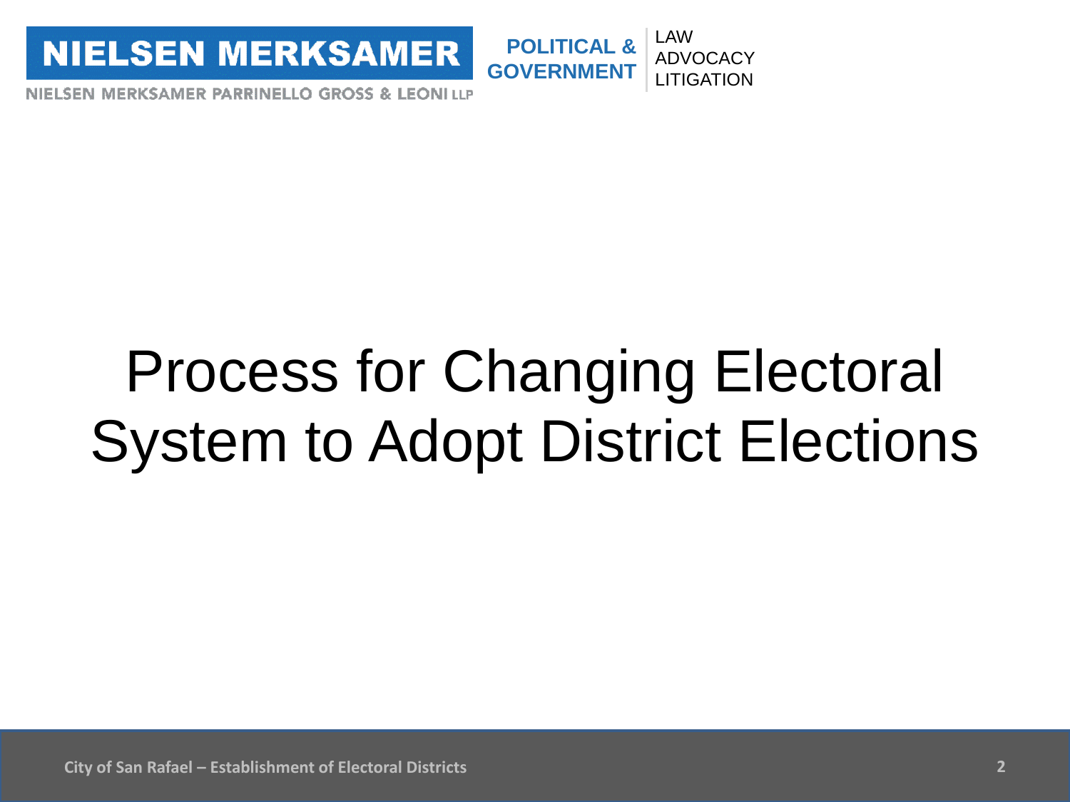# Process for Changing Electoral System to Adopt District Elections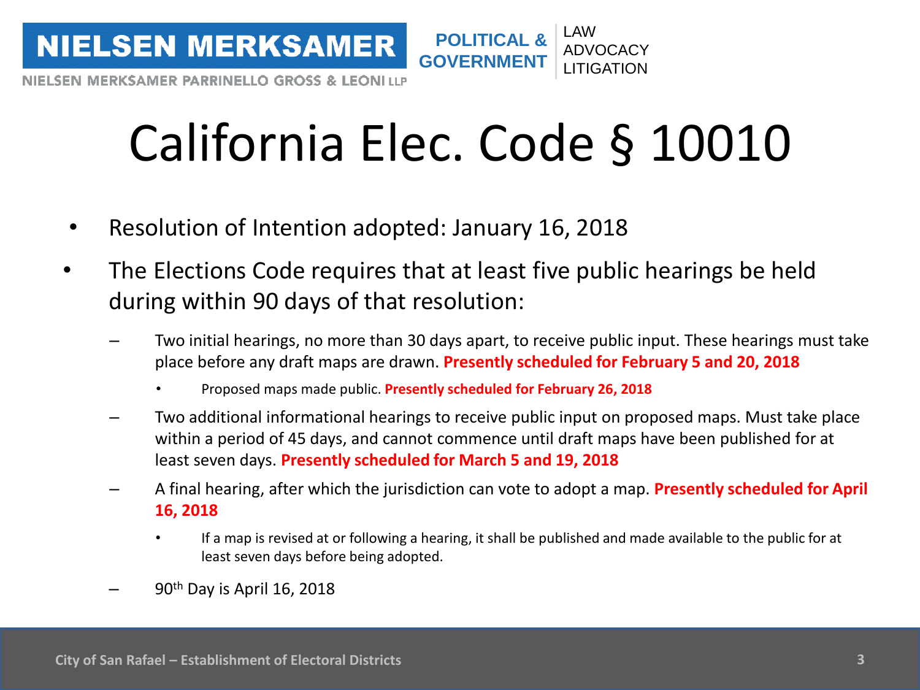# California Elec. Code § 10010

- Resolution of Intention adopted: January 16, 2018
- The Elections Code requires that at least five public hearings be held during within 90 days of that resolution:
  - Two initial hearings, no more than 30 days apart, to receive public input. These hearings must take place before any draft maps are drawn. **Presently scheduled for February 5 and 20, 2018**
    - Proposed maps made public. **Presently scheduled for February 26, 2018**
  - Two additional informational hearings to receive public input on proposed maps. Must take place within a period of 45 days, and cannot commence until draft maps have been published for at least seven days. **Presently scheduled for March 5 and 19, 2018**
  - A final hearing, after which the jurisdiction can vote to adopt a map. **Presently scheduled for April 16, 2018**
    - If a map is revised at or following a hearing, it shall be published and made available to the public for at least seven days before being adopted.
  - 90th Day is April 16, 2018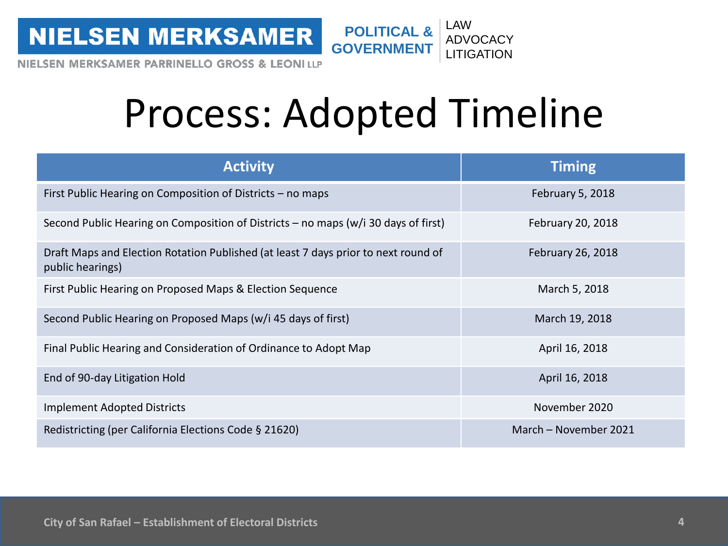# Process: Adopted Timeline

| Activity | Timing |
| --- | --- |
| First Public Hearing on Composition of Districts – no maps | February 5, 2018 |
| Second Public Hearing on Composition of Districts – no maps (w/i 30 days of first) | February 20, 2018 |
| Draft Maps and Election Rotation Published (at least 7 days prior to next round of public hearings) | February 26, 2018 |
| First Public Hearing on Proposed Maps & Election Sequence | March 5, 2018 |
| Second Public Hearing on Proposed Maps (w/i 45 days of first) | March 19, 2018 |
| Final Public Hearing and Consideration of Ordinance to Adopt Map | April 16, 2018 |
| End of 90-day Litigation Hold | April 16, 2018 |
| Implement Adopted Districts | November 2020 |
| Redistricting (per California Elections Code § 21620) | March – November 2021 |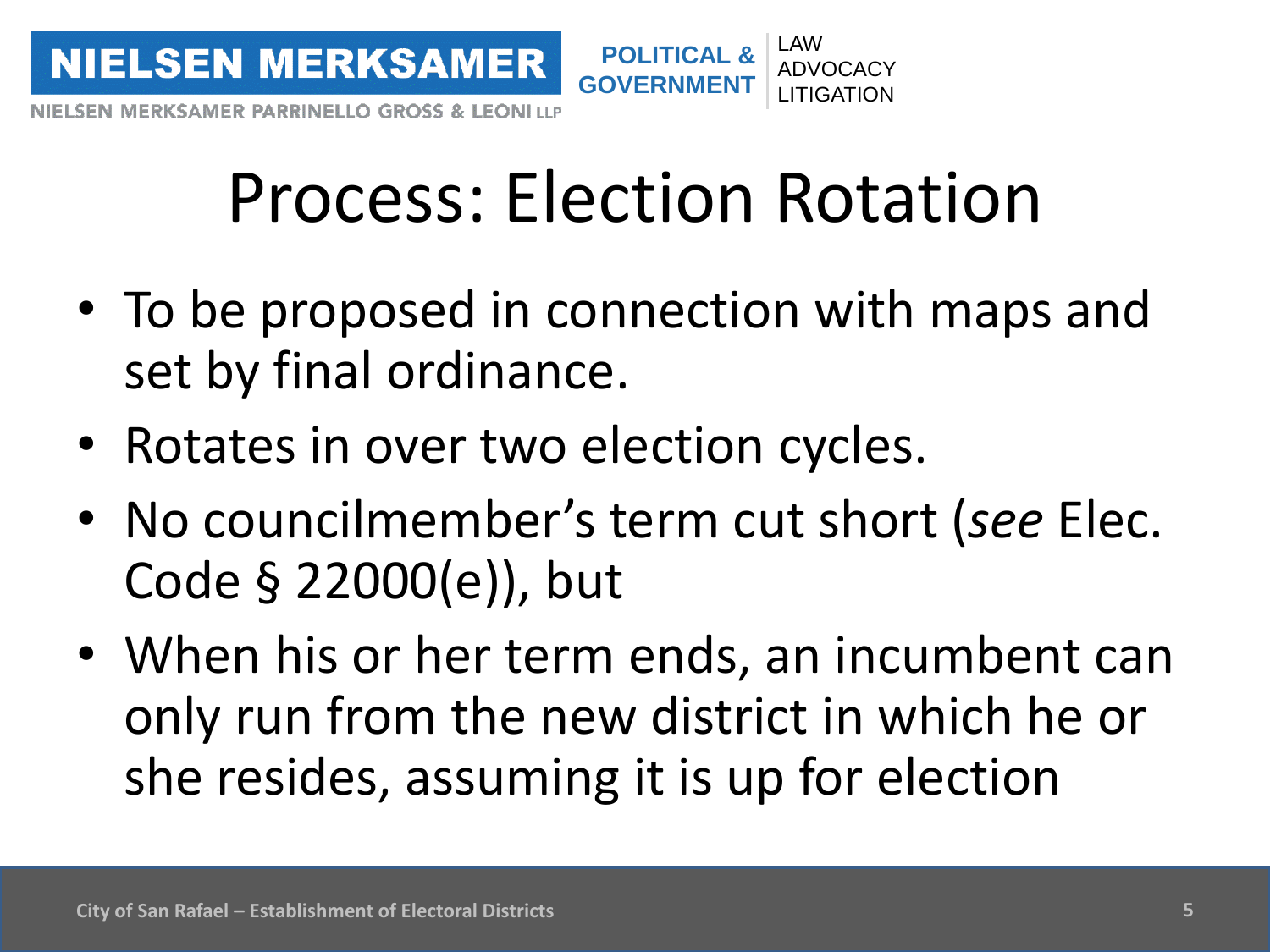# Process: Election Rotation

- To be proposed in connection with maps and set by final ordinance.
- Rotates in over two election cycles.
- No councilmember's term cut short (*see* Elec. Code § 22000(e)), but
- When his or her term ends, an incumbent can only run from the new district in which he or she resides, assuming it is up for election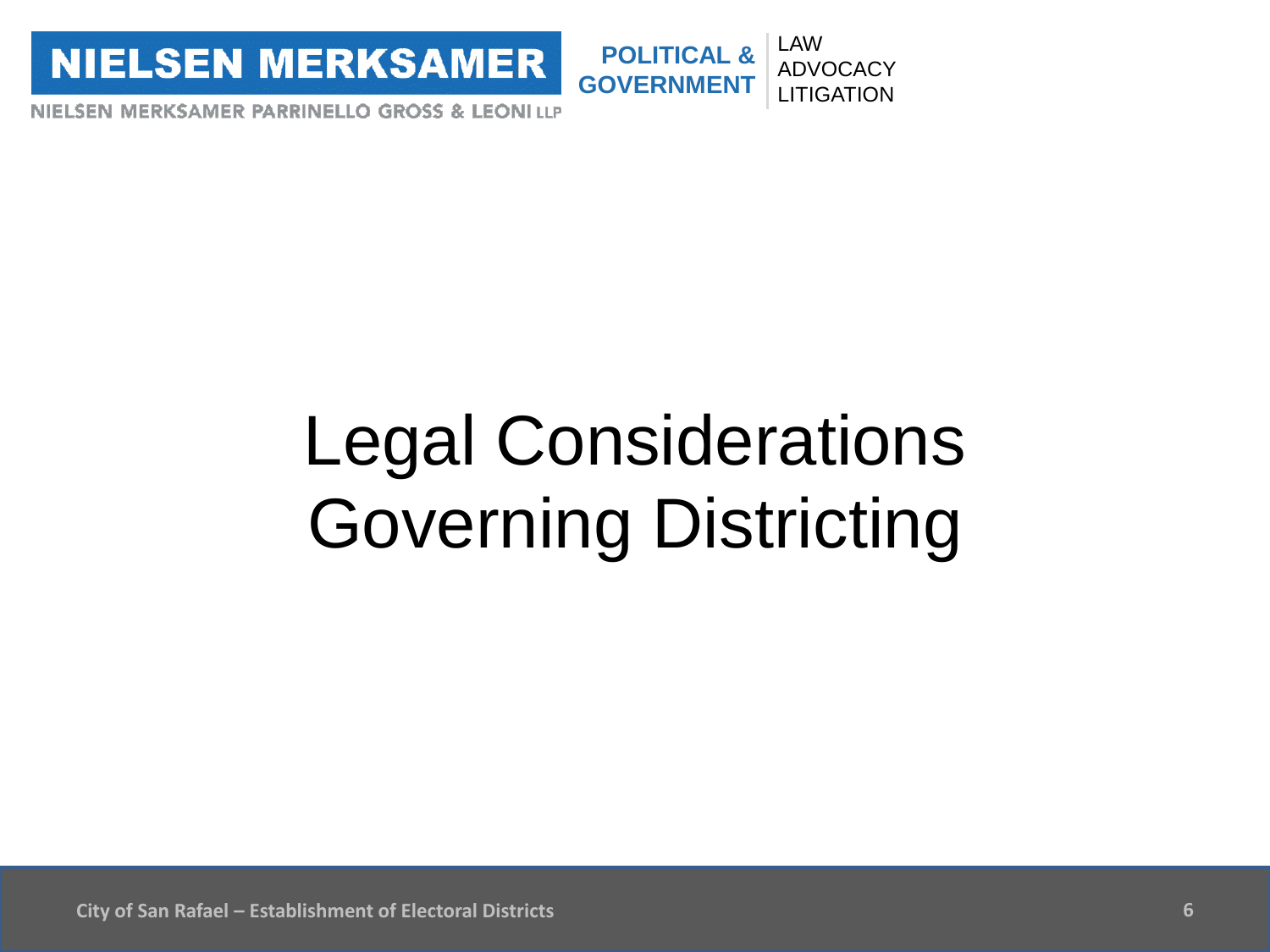# Legal Considerations Governing Districting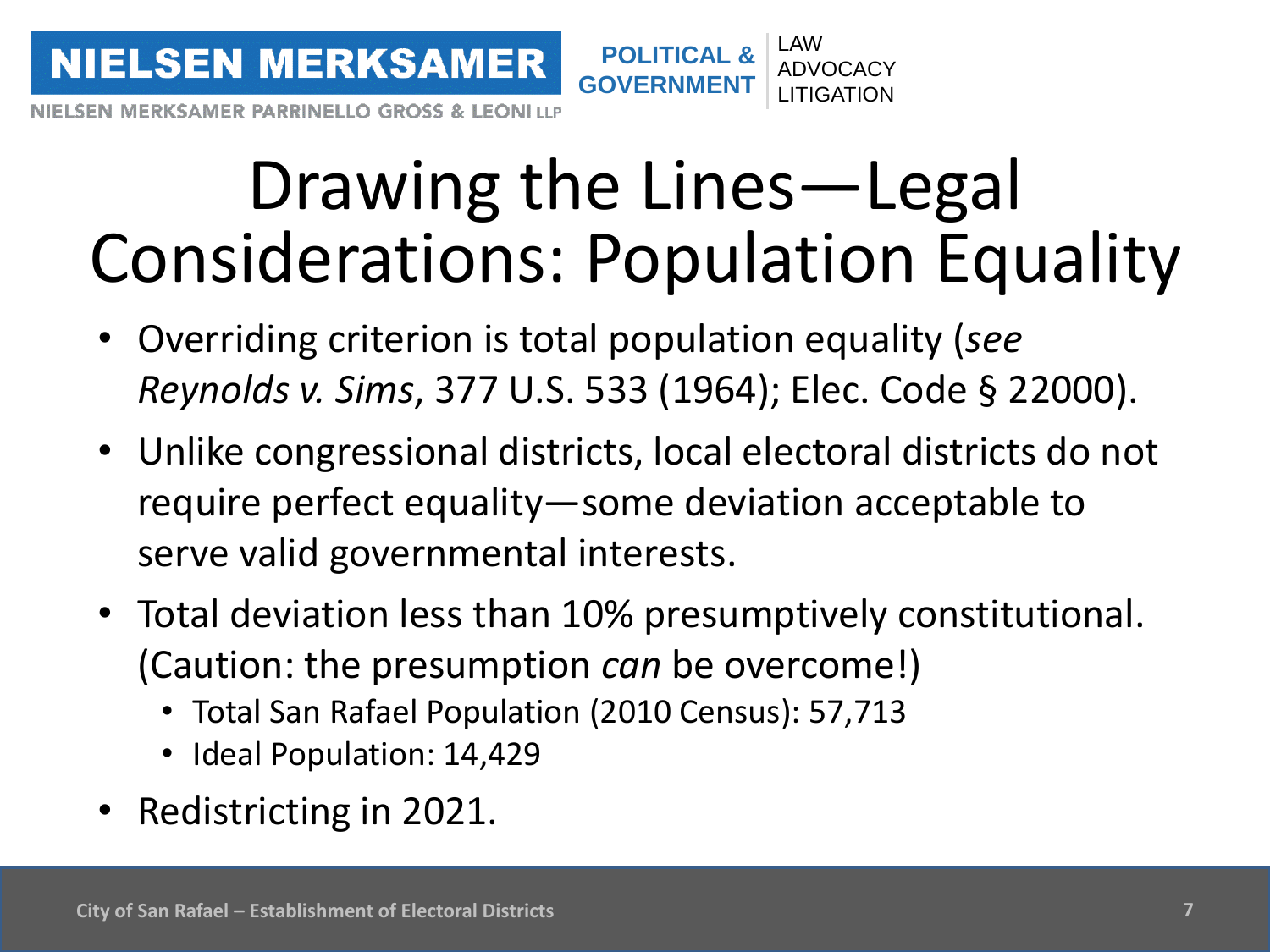# Drawing the Lines—Legal Considerations: Population Equality

- Overriding criterion is total population equality (*see Reynolds v. Sims*, 377 U.S. 533 (1964); Elec. Code § 22000).
- Unlike congressional districts, local electoral districts do not require perfect equality—some deviation acceptable to serve valid governmental interests.
- Total deviation less than 10% presumptively constitutional. (Caution: the presumption *can* be overcome!)
  - Total San Rafael Population (2010 Census): 57,713
  - Ideal Population: 14,429
- Redistricting in 2021.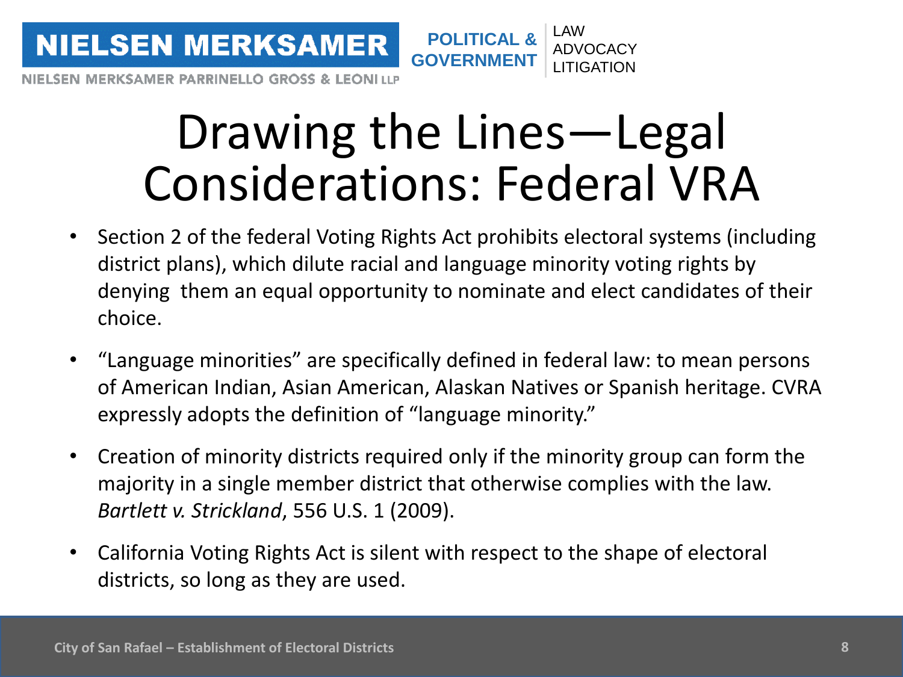# Drawing the Lines—Legal Considerations: Federal VRA

- Section 2 of the federal Voting Rights Act prohibits electoral systems (including district plans), which dilute racial and language minority voting rights by denying them an equal opportunity to nominate and elect candidates of their choice.
- "Language minorities" are specifically defined in federal law: to mean persons of American Indian, Asian American, Alaskan Natives or Spanish heritage. CVRA expressly adopts the definition of "language minority."
- Creation of minority districts required only if the minority group can form the majority in a single member district that otherwise complies with the law. *Bartlett v. Strickland*, 556 U.S. 1 (2009).
- California Voting Rights Act is silent with respect to the shape of electoral districts, so long as they are used.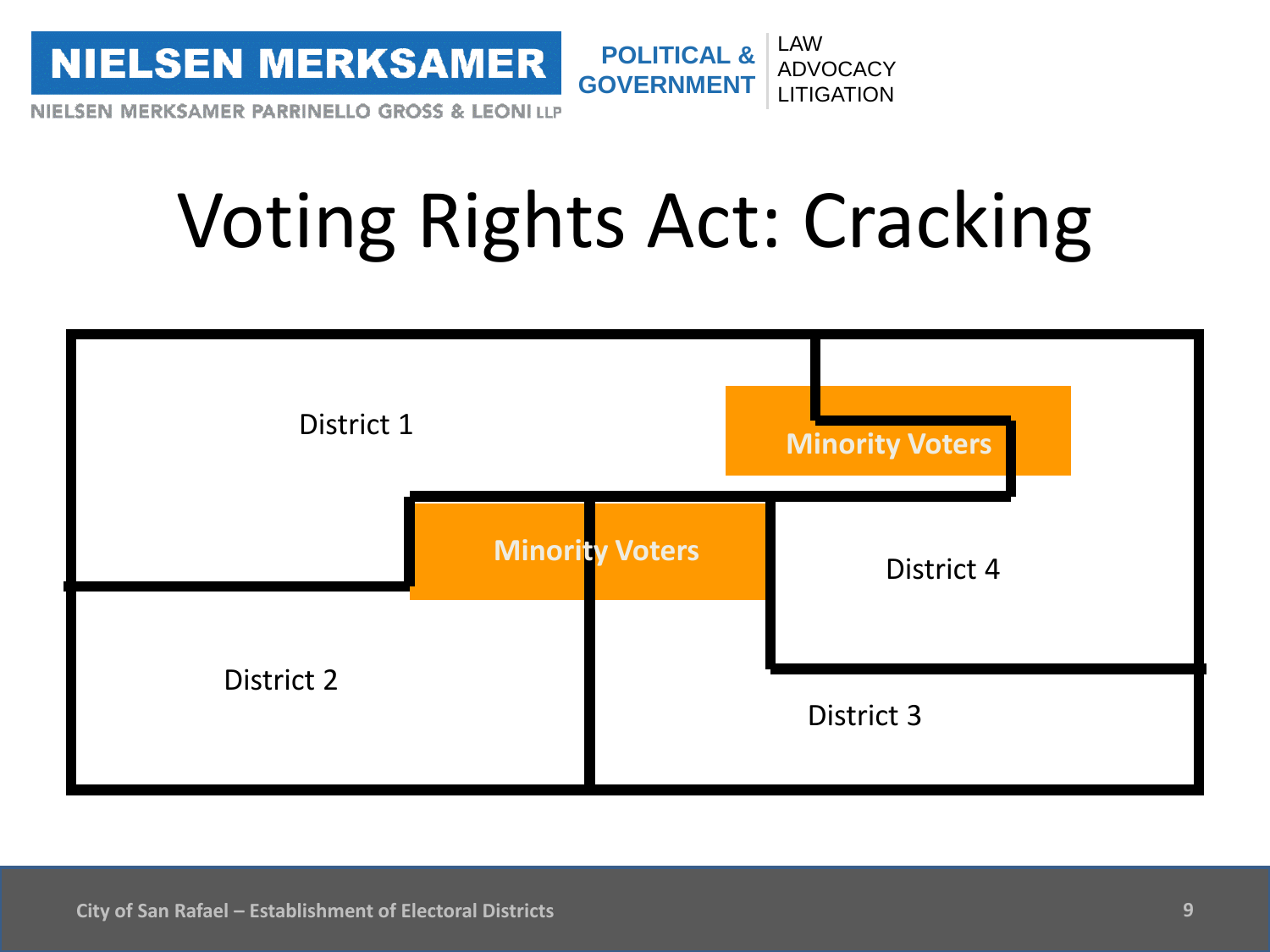# Voting Rights Act: Cracking

District 1

Minority Voters

Minority Voters

District 4

District 2

District 3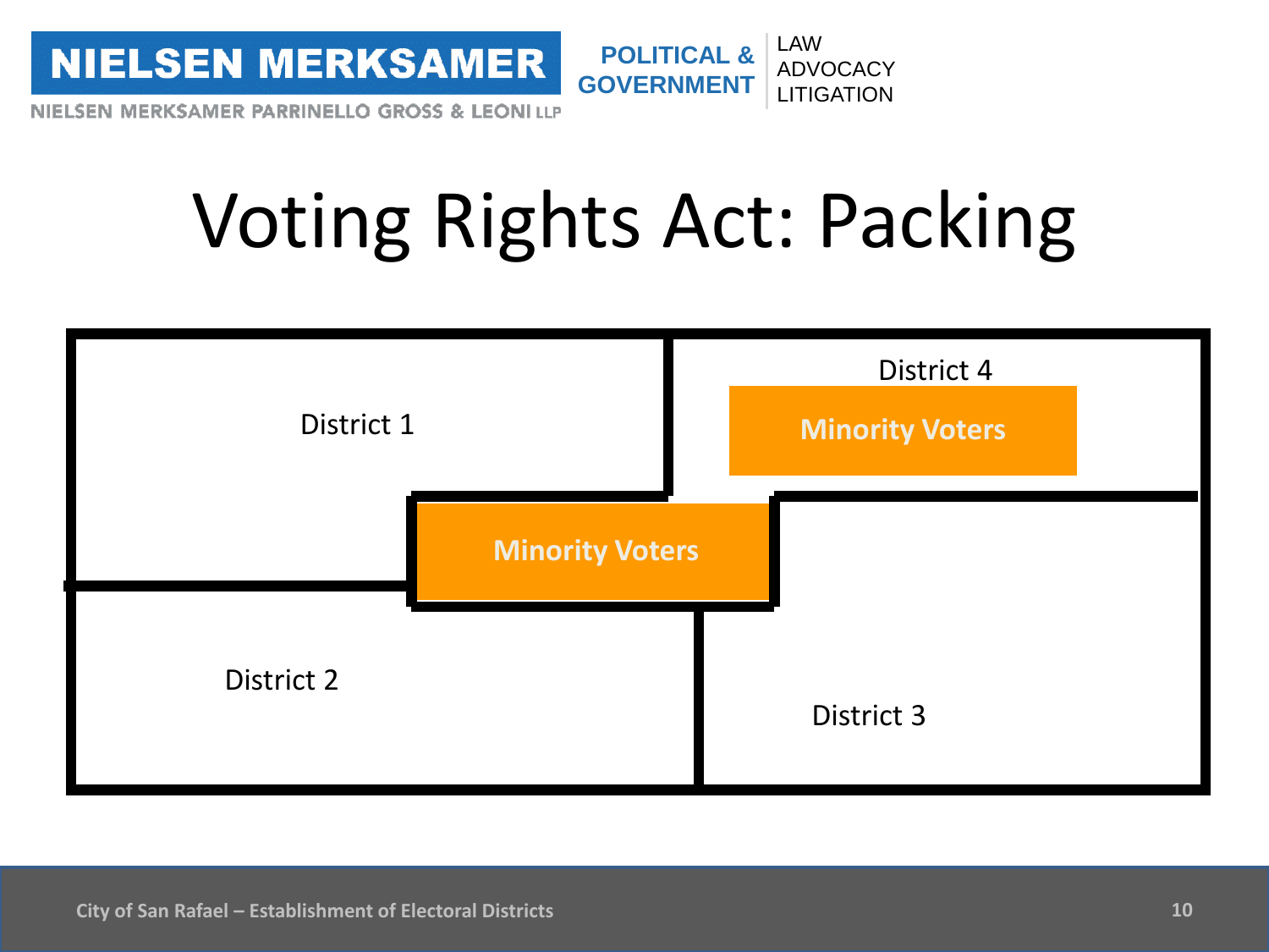# Voting Rights Act: Packing

District 1

District 4

Minority Voters

Minority Voters

District 2

District 3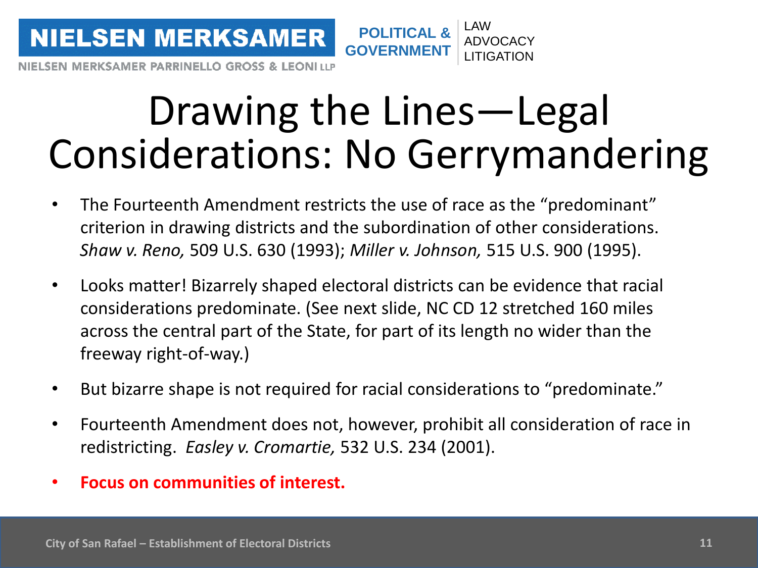# Drawing the Lines—Legal Considerations: No Gerrymandering

- The Fourteenth Amendment restricts the use of race as the "predominant" criterion in drawing districts and the subordination of other considerations. *Shaw v. Reno,* 509 U.S. 630 (1993); *Miller v. Johnson,* 515 U.S. 900 (1995).
- Looks matter! Bizarrely shaped electoral districts can be evidence that racial considerations predominate. (See next slide, NC CD 12 stretched 160 miles across the central part of the State, for part of its length no wider than the freeway right-of-way.)
- But bizarre shape is not required for racial considerations to "predominate."
- Fourteenth Amendment does not, however, prohibit all consideration of race in redistricting. *Easley v. Cromartie,* 532 U.S. 234 (2001).
- **Focus on communities of interest.**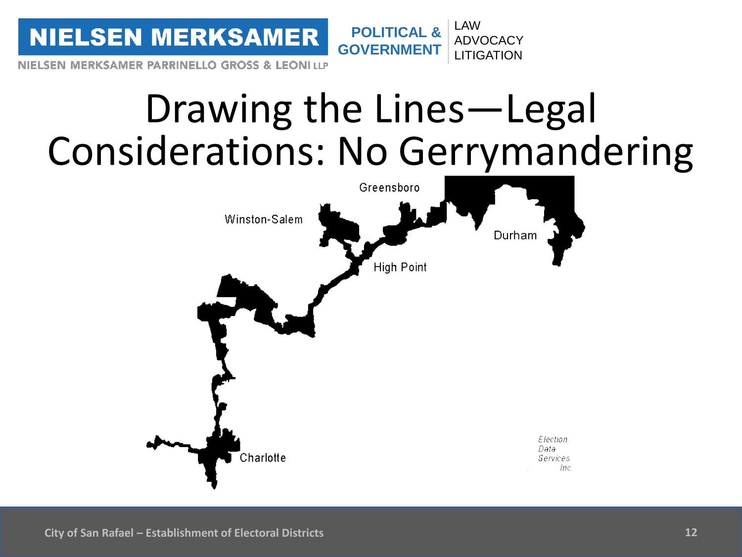# Drawing the Lines—Legal Considerations: No Gerrymandering

Greensboro

Winston-Salem

Durham

High Point

Charlotte

*Election Data Services Inc.*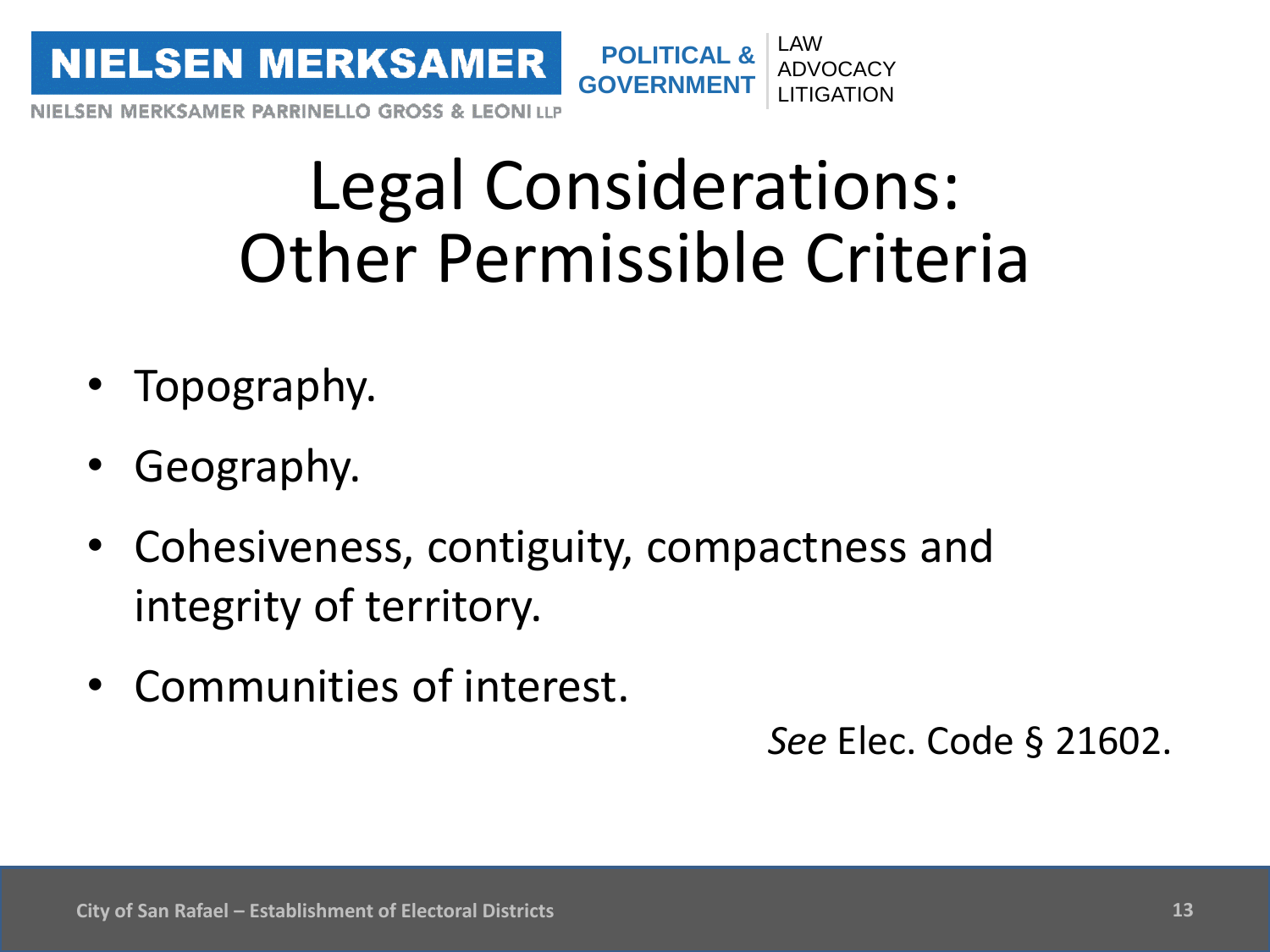# Legal Considerations: Other Permissible Criteria

- Topography.
- Geography.
- Cohesiveness, contiguity, compactness and integrity of territory.
- Communities of interest.

*See* Elec. Code § 21602.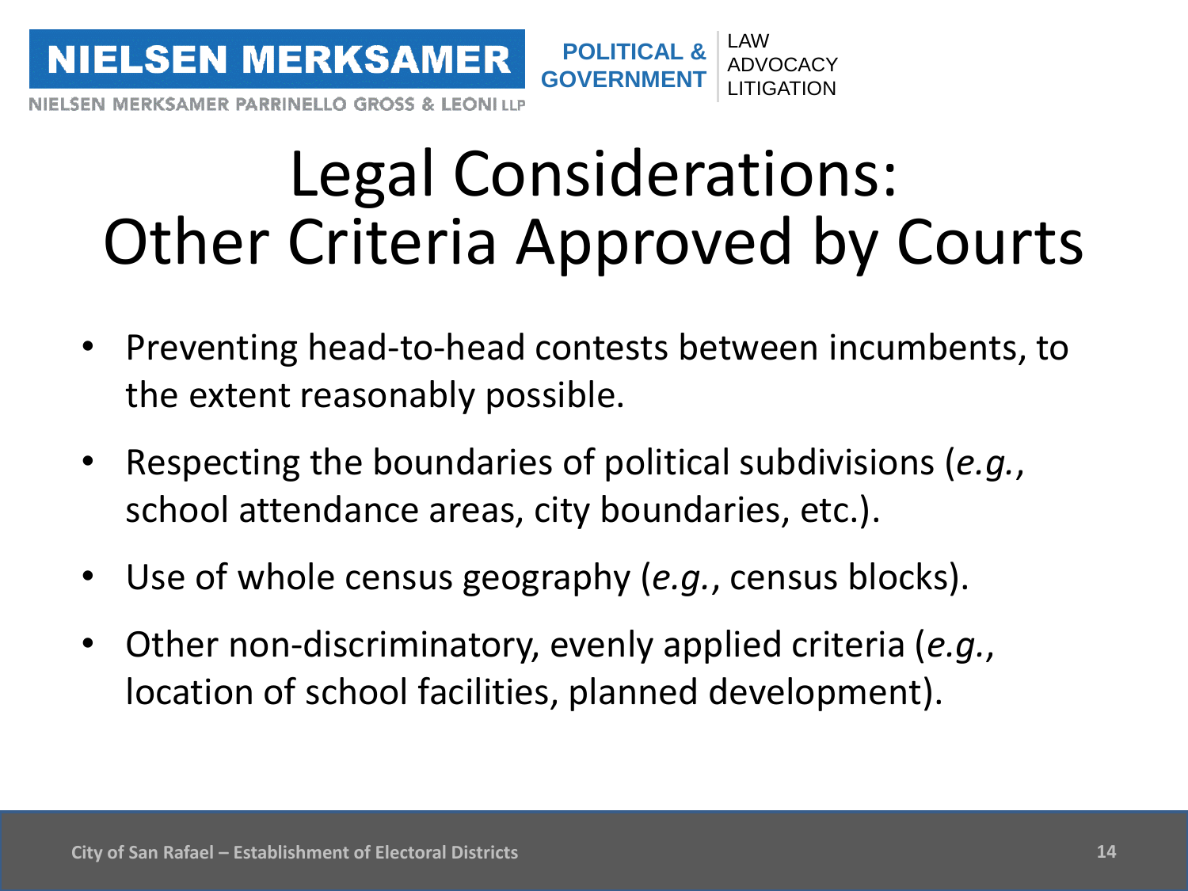# Legal Considerations: Other Criteria Approved by Courts

- Preventing head-to-head contests between incumbents, to the extent reasonably possible.
- Respecting the boundaries of political subdivisions (*e.g.*, school attendance areas, city boundaries, etc.).
- Use of whole census geography (*e.g.*, census blocks).
- Other non-discriminatory, evenly applied criteria (*e.g.*, location of school facilities, planned development).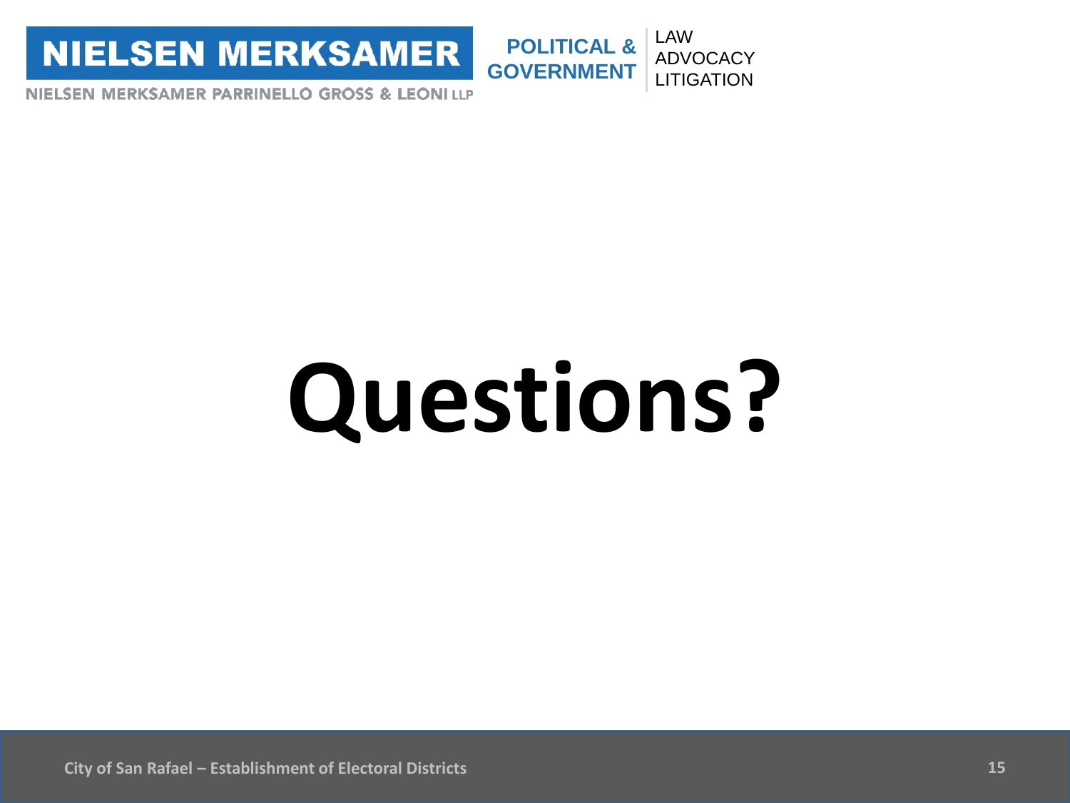# Questions?